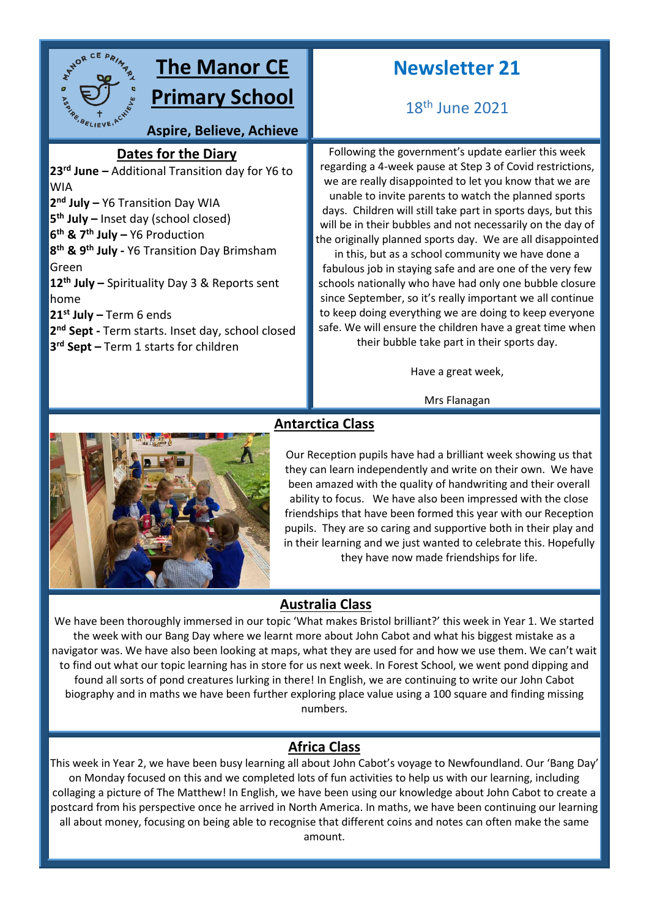# The Manor CE Primary School

**Aspire, Believe, Achieve**

# Newsletter 21

18th June 2021

## Dates for the Diary

**23rd June –** Additional Transition day for Y6 to WIA
**2nd July –** Y6 Transition Day WIA
**5th July –** Inset day (school closed)
**6th & 7th July –** Y6 Production
**8th & 9th July -** Y6 Transition Day Brimsham Green
**12th July –** Spirituality Day 3 & Reports sent home
**21st July –** Term 6 ends
**2nd Sept -** Term starts. Inset day, school closed
**3rd Sept –** Term 1 starts for children

Following the government's update earlier this week regarding a 4-week pause at Step 3 of Covid restrictions, we are really disappointed to let you know that we are unable to invite parents to watch the planned sports days. Children will still take part in sports days, but this will be in their bubbles and not necessarily on the day of the originally planned sports day. We are all disappointed in this, but as a school community we have done a fabulous job in staying safe and are one of the very few schools nationally who have had only one bubble closure since September, so it's really important we all continue to keep doing everything we are doing to keep everyone safe. We will ensure the children have a great time when their bubble take part in their sports day.

Have a great week,

Mrs Flanagan

## Antarctica Class

Our Reception pupils have had a brilliant week showing us that they can learn independently and write on their own. We have been amazed with the quality of handwriting and their overall ability to focus. We have also been impressed with the close friendships that have been formed this year with our Reception pupils. They are so caring and supportive both in their play and in their learning and we just wanted to celebrate this. Hopefully they have now made friendships for life.

## Australia Class

We have been thoroughly immersed in our topic 'What makes Bristol brilliant?' this week in Year 1. We started the week with our Bang Day where we learnt more about John Cabot and what his biggest mistake as a navigator was. We have also been looking at maps, what they are used for and how we use them. We can't wait to find out what our topic learning has in store for us next week. In Forest School, we went pond dipping and found all sorts of pond creatures lurking in there! In English, we are continuing to write our John Cabot biography and in maths we have been further exploring place value using a 100 square and finding missing numbers.

## Africa Class

This week in Year 2, we have been busy learning all about John Cabot's voyage to Newfoundland. Our 'Bang Day' on Monday focused on this and we completed lots of fun activities to help us with our learning, including collaging a picture of The Matthew! In English, we have been using our knowledge about John Cabot to create a postcard from his perspective once he arrived in North America. In maths, we have been continuing our learning all about money, focusing on being able to recognise that different coins and notes can often make the same amount.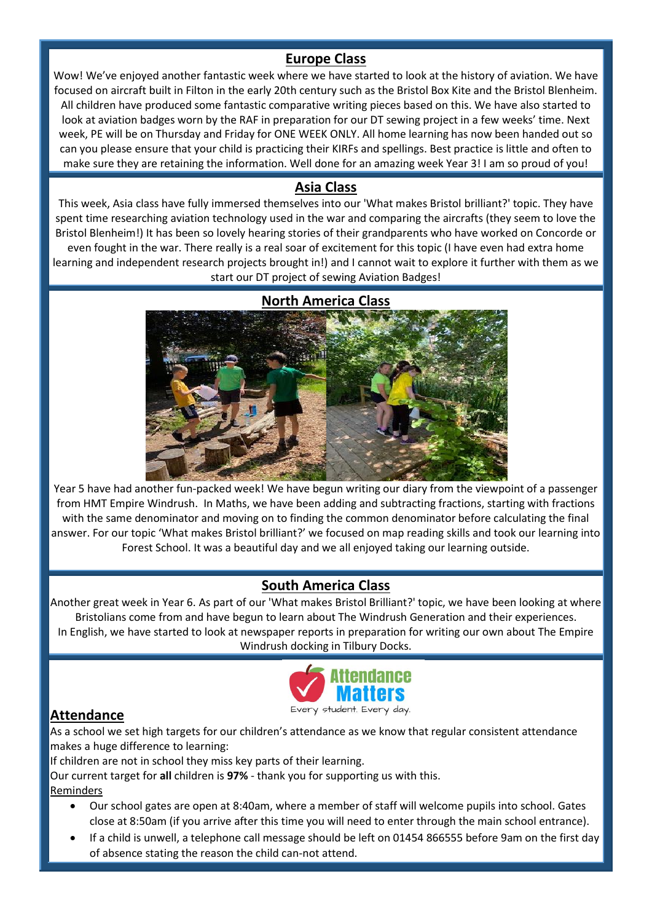## Europe Class

Wow! We've enjoyed another fantastic week where we have started to look at the history of aviation. We have focused on aircraft built in Filton in the early 20th century such as the Bristol Box Kite and the Bristol Blenheim. All children have produced some fantastic comparative writing pieces based on this. We have also started to look at aviation badges worn by the RAF in preparation for our DT sewing project in a few weeks' time. Next week, PE will be on Thursday and Friday for ONE WEEK ONLY. All home learning has now been handed out so can you please ensure that your child is practicing their KIRFs and spellings. Best practice is little and often to make sure they are retaining the information. Well done for an amazing week Year 3! I am so proud of you!

## Asia Class

This week, Asia class have fully immersed themselves into our 'What makes Bristol brilliant?' topic. They have spent time researching aviation technology used in the war and comparing the aircrafts (they seem to love the Bristol Blenheim!) It has been so lovely hearing stories of their grandparents who have worked on Concorde or even fought in the war. There really is a real soar of excitement for this topic (I have even had extra home learning and independent research projects brought in!) and I cannot wait to explore it further with them as we start our DT project of sewing Aviation Badges!

## North America Class

Year 5 have had another fun-packed week! We have begun writing our diary from the viewpoint of a passenger from HMT Empire Windrush. In Maths, we have been adding and subtracting fractions, starting with fractions with the same denominator and moving on to finding the common denominator before calculating the final answer. For our topic 'What makes Bristol brilliant?' we focused on map reading skills and took our learning into Forest School. It was a beautiful day and we all enjoyed taking our learning outside.

## South America Class

Another great week in Year 6. As part of our 'What makes Bristol Brilliant?' topic, we have been looking at where Bristolians come from and have begun to learn about The Windrush Generation and their experiences. In English, we have started to look at newspaper reports in preparation for writing our own about The Empire Windrush docking in Tilbury Docks.

## Attendance

Attendance Matters
Every student. Every day.

As a school we set high targets for our children's attendance as we know that regular consistent attendance makes a huge difference to learning:

If children are not in school they miss key parts of their learning.

Our current target for **all** children is **97%** - thank you for supporting us with this.

Reminders

- Our school gates are open at 8:40am, where a member of staff will welcome pupils into school. Gates close at 8:50am (if you arrive after this time you will need to enter through the main school entrance).
- If a child is unwell, a telephone call message should be left on 01454 866555 before 9am on the first day of absence stating the reason the child can-not attend.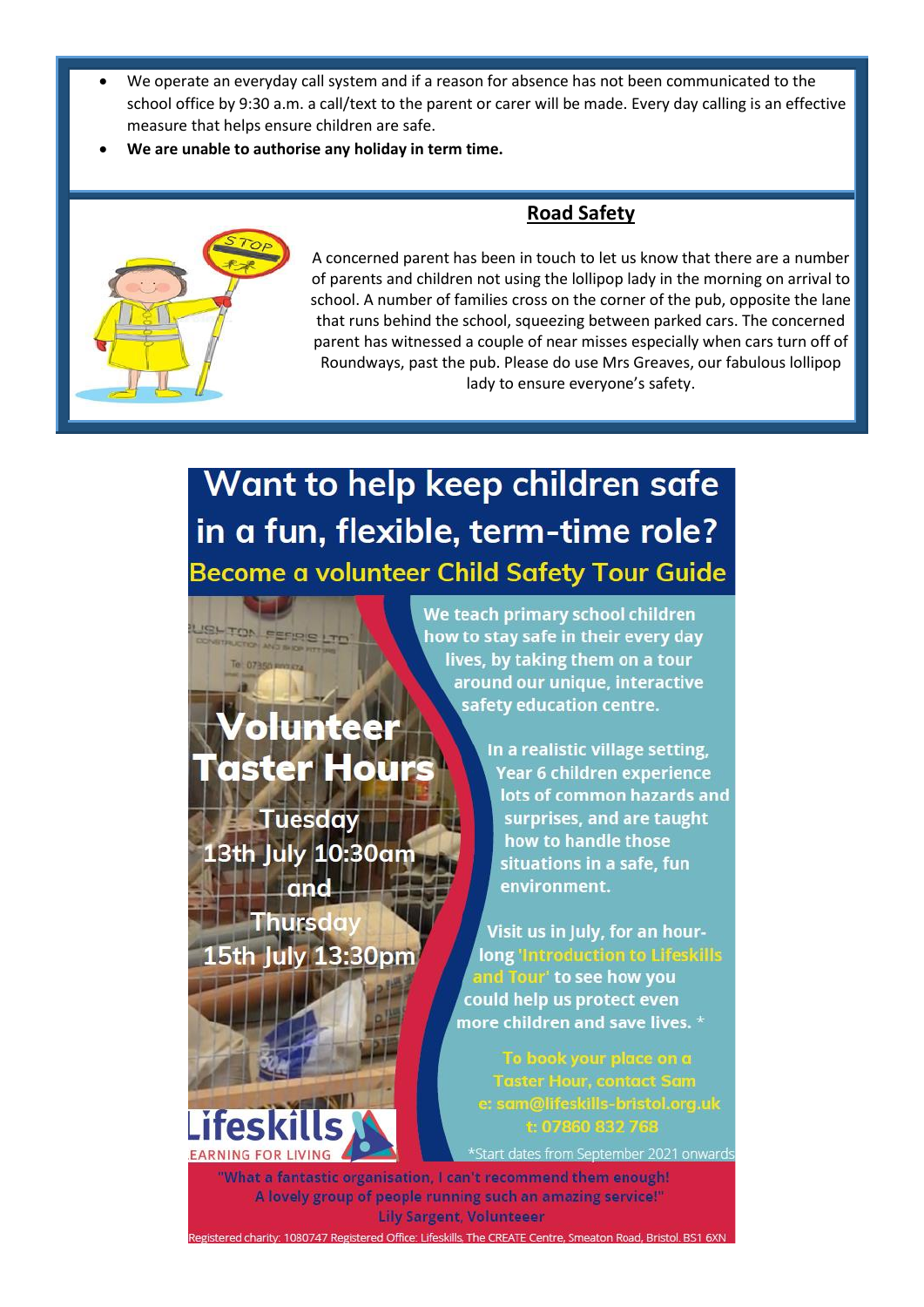- We operate an everyday call system and if a reason for absence has not been communicated to the school office by 9:30 a.m. a call/text to the parent or carer will be made. Every day calling is an effective measure that helps ensure children are safe.
- **We are unable to authorise any holiday in term time.**

## Road Safety

A concerned parent has been in touch to let us know that there are a number of parents and children not using the lollipop lady in the morning on arrival to school. A number of families cross on the corner of the pub, opposite the lane that runs behind the school, squeezing between parked cars. The concerned parent has witnessed a couple of near misses especially when cars turn off of Roundways, past the pub. Please do use Mrs Greaves, our fabulous lollipop lady to ensure everyone's safety.

# Want to help keep children safe in a fun, flexible, term-time role?

## Become a volunteer Child Safety Tour Guide

**Volunteer Taster Hours**

Tuesday 13th July 10:30am and Thursday 15th July 13:30pm

We teach primary school children how to stay safe in their every day lives, by taking them on a tour around our unique, interactive safety education centre.

In a realistic village setting, Year 6 children experience lots of common hazards and surprises, and are taught how to handle those situations in a safe, fun environment.

Visit us in July, for an hour-long 'Introduction to Lifeskills and Tour' to see how you could help us protect even more children and save lives. *

To book your place on a Taster Hour, contact Sam
e: sam@lifeskills-bristol.org.uk
t: 07860 832 768

*Start dates from September 2021 onwards

Lifeskills
LEARNING FOR LIVING

"What a fantastic organisation, I can't recommend them enough! A lovely group of people running such an amazing service!"
Lily Sargent, Volunteer

Registered charity: 1080747 Registered Office: Lifeskills, The CREATE Centre, Smeaton Road, Bristol. BS1 6XN